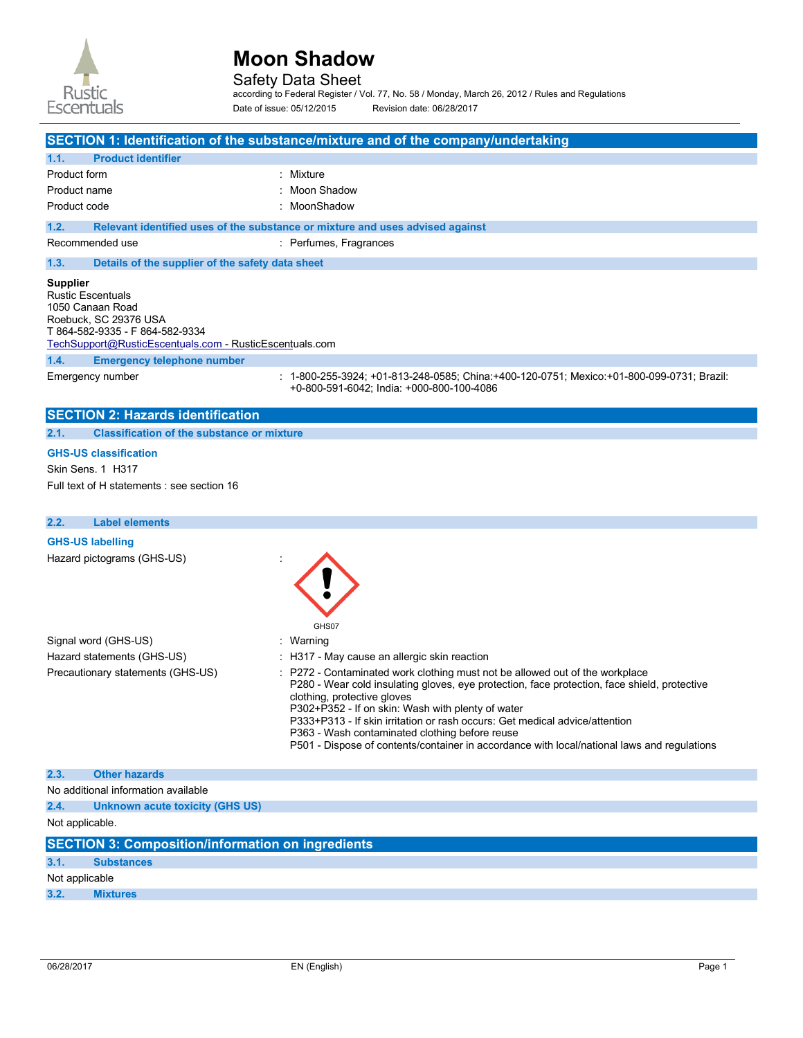# Moon Shadow

Safety Data Sheet

according to Federal Register / Vol. 77, No. 58 / Monday, March 26, 2012 / Rules and Regulations

Date of issue: 05/12/2015    Revision date: 06/28/2017

## SECTION 1: Identification of the substance/mixture and of the company/undertaking

### 1.1. Product identifier

| | | |
|---|---|---|
| Product form | : | Mixture |
| Product name | : | Moon Shadow |
| Product code | : | MoonShadow |

### 1.2. Relevant identified uses of the substance or mixture and uses advised against

| | | |
|---|---|---|
| Recommended use | : | Perfumes, Fragrances |

### 1.3. Details of the supplier of the safety data sheet

**Supplier**
Rustic Escentuals
1050 Canaan Road
Roebuck, SC 29376 USA
T 864-582-9335 - F 864-582-9334
TechSupport@RusticEscentuals.com - RusticEscentuals.com

### 1.4. Emergency telephone number

| | | |
|---|---|---|
| Emergency number | : | 1-800-255-3924; +01-813-248-0585; China:+400-120-0751; Mexico:+01-800-099-0731; Brazil: +0-800-591-6042; India: +000-800-100-4086 |

## SECTION 2: Hazards identification

### 2.1. Classification of the substance or mixture

**GHS-US classification**

Skin Sens. 1 H317

Full text of H statements : see section 16

### 2.2. Label elements

**GHS-US labelling**

Hazard pictograms (GHS-US) :

GHS07

| | | |
|---|---|---|
| Signal word (GHS-US) | : | Warning |
| Hazard statements (GHS-US) | : | H317 - May cause an allergic skin reaction |
| Precautionary statements (GHS-US) | : | P272 - Contaminated work clothing must not be allowed out of the workplace<br>P280 - Wear cold insulating gloves, eye protection, face protection, face shield, protective clothing, protective gloves<br>P302+P352 - If on skin: Wash with plenty of water<br>P333+P313 - If skin irritation or rash occurs: Get medical advice/attention<br>P363 - Wash contaminated clothing before reuse<br>P501 - Dispose of contents/container in accordance with local/national laws and regulations |

### 2.3. Other hazards

No additional information available

### 2.4. Unknown acute toxicity (GHS US)

Not applicable.

## SECTION 3: Composition/information on ingredients

### 3.1. Substances

Not applicable

### 3.2. Mixtures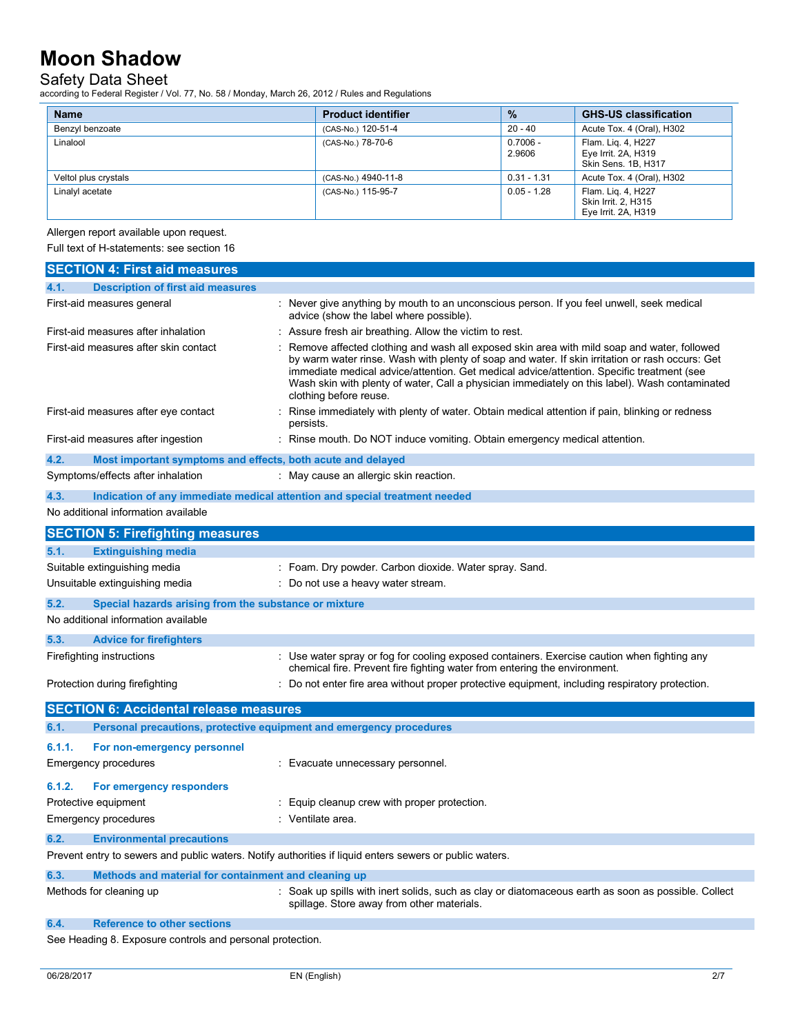| Name | Product identifier | % | GHS-US classification |
|---|---|---|---|
| Benzyl benzoate | (CAS-No.) 120-51-4 | 20 - 40 | Acute Tox. 4 (Oral), H302 |
| Linalool | (CAS-No.) 78-70-6 | 0.7006 - 2.9606 | Flam. Liq. 4, H227<br>Eye Irrit. 2A, H319<br>Skin Sens. 1B, H317 |
| Veltol plus crystals | (CAS-No.) 4940-11-8 | 0.31 - 1.31 | Acute Tox. 4 (Oral), H302 |
| Linalyl acetate | (CAS-No.) 115-95-7 | 0.05 - 1.28 | Flam. Liq. 4, H227<br>Skin Irrit. 2, H315<br>Eye Irrit. 2A, H319 |

Allergen report available upon request.

Full text of H-statements: see section 16

## SECTION 4: First aid measures

### 4.1. Description of first aid measures

First-aid measures general : Never give anything by mouth to an unconscious person. If you feel unwell, seek medical advice (show the label where possible).

First-aid measures after inhalation : Assure fresh air breathing. Allow the victim to rest.

First-aid measures after skin contact : Remove affected clothing and wash all exposed skin area with mild soap and water, followed by warm water rinse. Wash with plenty of soap and water. If skin irritation or rash occurs: Get immediate medical advice/attention. Get medical advice/attention. Specific treatment (see Wash skin with plenty of water, Call a physician immediately on this label). Wash contaminated clothing before reuse.

First-aid measures after eye contact : Rinse immediately with plenty of water. Obtain medical attention if pain, blinking or redness persists.

First-aid measures after ingestion : Rinse mouth. Do NOT induce vomiting. Obtain emergency medical attention.

### 4.2. Most important symptoms and effects, both acute and delayed

Symptoms/effects after inhalation : May cause an allergic skin reaction.

### 4.3. Indication of any immediate medical attention and special treatment needed

No additional information available

## SECTION 5: Firefighting measures

### 5.1. Extinguishing media

Suitable extinguishing media : Foam. Dry powder. Carbon dioxide. Water spray. Sand.

Unsuitable extinguishing media : Do not use a heavy water stream.

### 5.2. Special hazards arising from the substance or mixture

No additional information available

### 5.3. Advice for firefighters

Firefighting instructions : Use water spray or fog for cooling exposed containers. Exercise caution when fighting any chemical fire. Prevent fire fighting water from entering the environment.

Protection during firefighting : Do not enter fire area without proper protective equipment, including respiratory protection.

## SECTION 6: Accidental release measures

### 6.1. Personal precautions, protective equipment and emergency procedures

#### 6.1.1. For non-emergency personnel

Emergency procedures : Evacuate unnecessary personnel.

#### 6.1.2. For emergency responders

Protective equipment : Equip cleanup crew with proper protection.

Emergency procedures : Ventilate area.

### 6.2. Environmental precautions

Prevent entry to sewers and public waters. Notify authorities if liquid enters sewers or public waters.

### 6.3. Methods and material for containment and cleaning up

Methods for cleaning up : Soak up spills with inert solids, such as clay or diatomaceous earth as soon as possible. Collect spillage. Store away from other materials.

### 6.4. Reference to other sections

See Heading 8. Exposure controls and personal protection.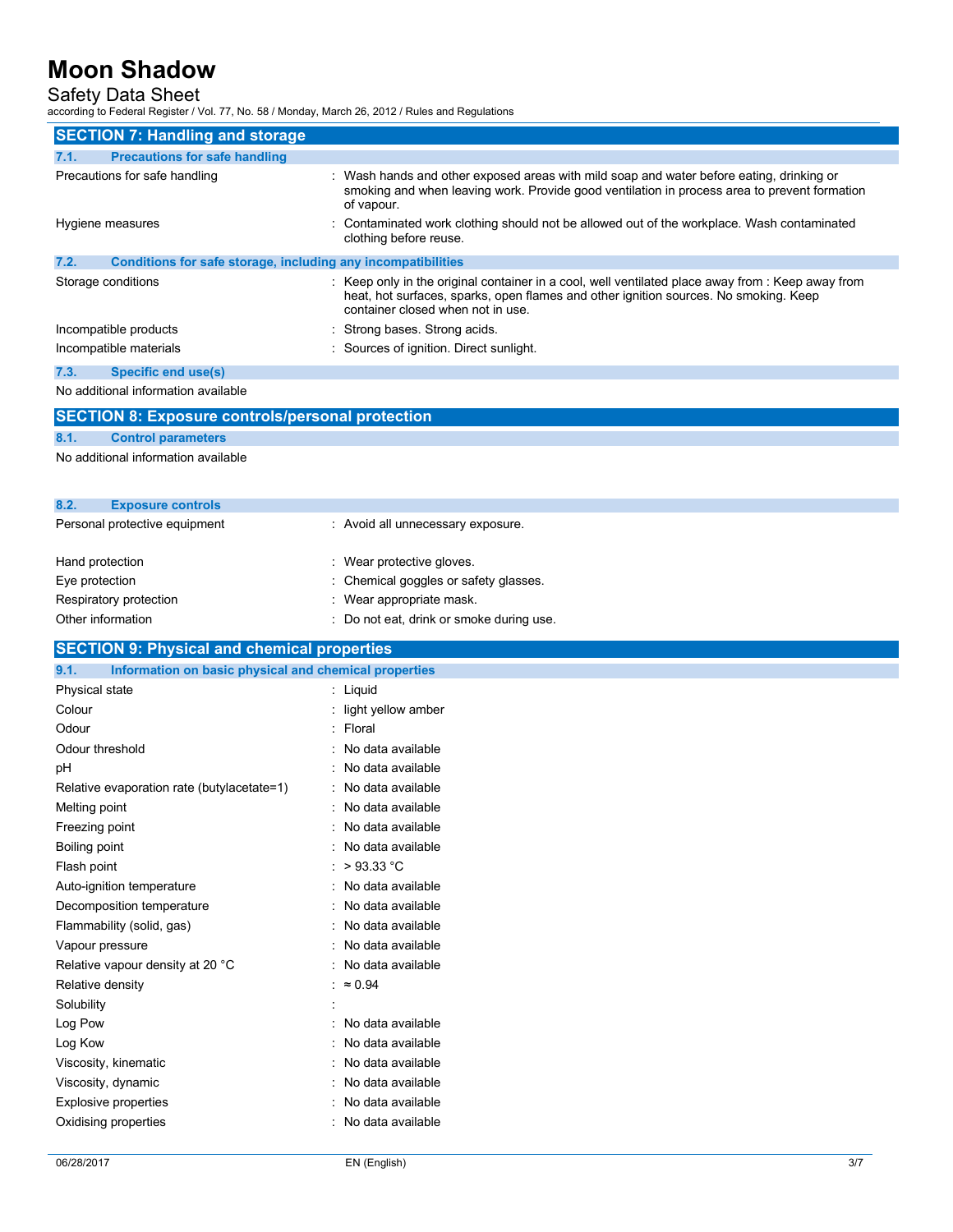## SECTION 7: Handling and storage

### 7.1. Precautions for safe handling

| | |
|---|---|
| Precautions for safe handling | : Wash hands and other exposed areas with mild soap and water before eating, drinking or smoking and when leaving work. Provide good ventilation in process area to prevent formation of vapour. |
| Hygiene measures | : Contaminated work clothing should not be allowed out of the workplace. Wash contaminated clothing before reuse. |

### 7.2. Conditions for safe storage, including any incompatibilities

| | |
|---|---|
| Storage conditions | : Keep only in the original container in a cool, well ventilated place away from : Keep away from heat, hot surfaces, sparks, open flames and other ignition sources. No smoking. Keep container closed when not in use. |
| Incompatible products | : Strong bases. Strong acids. |
| Incompatible materials | : Sources of ignition. Direct sunlight. |

### 7.3. Specific end use(s)

No additional information available

## SECTION 8: Exposure controls/personal protection

### 8.1. Control parameters

No additional information available

### 8.2. Exposure controls

| | |
|---|---|
| Personal protective equipment | : Avoid all unnecessary exposure. |
| Hand protection | : Wear protective gloves. |
| Eye protection | : Chemical goggles or safety glasses. |
| Respiratory protection | : Wear appropriate mask. |
| Other information | : Do not eat, drink or smoke during use. |

## SECTION 9: Physical and chemical properties

### 9.1. Information on basic physical and chemical properties

| | |
|---|---|
| Physical state | : Liquid |
| Colour | : light yellow amber |
| Odour | : Floral |
| Odour threshold | : No data available |
| pH | : No data available |
| Relative evaporation rate (butylacetate=1) | : No data available |
| Melting point | : No data available |
| Freezing point | : No data available |
| Boiling point | : No data available |
| Flash point | : > 93.33 °C |
| Auto-ignition temperature | : No data available |
| Decomposition temperature | : No data available |
| Flammability (solid, gas) | : No data available |
| Vapour pressure | : No data available |
| Relative vapour density at 20 °C | : No data available |
| Relative density | : ≈ 0.94 |
| Solubility | : |
| Log Pow | : No data available |
| Log Kow | : No data available |
| Viscosity, kinematic | : No data available |
| Viscosity, dynamic | : No data available |
| Explosive properties | : No data available |
| Oxidising properties | : No data available |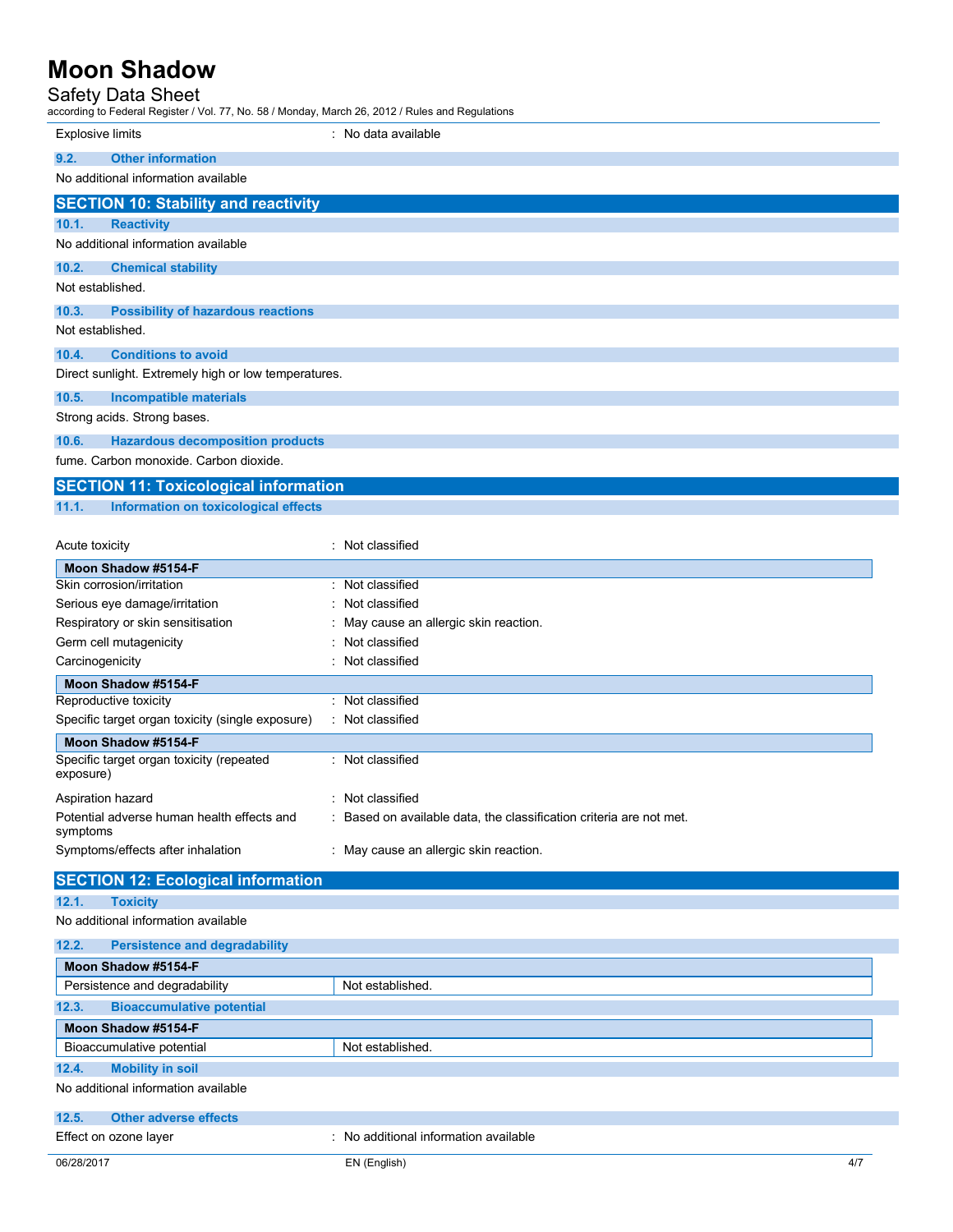| | |
|---|---|
| Explosive limits | : No data available |

### 9.2. Other information

No additional information available

## SECTION 10: Stability and reactivity

### 10.1. Reactivity

No additional information available

### 10.2. Chemical stability

Not established.

### 10.3. Possibility of hazardous reactions

Not established.

### 10.4. Conditions to avoid

Direct sunlight. Extremely high or low temperatures.

### 10.5. Incompatible materials

Strong acids. Strong bases.

### 10.6. Hazardous decomposition products

fume. Carbon monoxide. Carbon dioxide.

## SECTION 11: Toxicological information

### 11.1. Information on toxicological effects

| | |
|---|---|
| Acute toxicity | : Not classified |

| Moon Shadow #5154-F | |
|---|---|
| Skin corrosion/irritation | : Not classified |
| Serious eye damage/irritation | : Not classified |
| Respiratory or skin sensitisation | : May cause an allergic skin reaction. |
| Germ cell mutagenicity | : Not classified |
| Carcinogenicity | : Not classified |

| Moon Shadow #5154-F | |
|---|---|
| Reproductive toxicity | : Not classified |
| Specific target organ toxicity (single exposure) | : Not classified |

| Moon Shadow #5154-F | |
|---|---|
| Specific target organ toxicity (repeated exposure) | : Not classified |
| Aspiration hazard | : Not classified |
| Potential adverse human health effects and symptoms | : Based on available data, the classification criteria are not met. |
| Symptoms/effects after inhalation | : May cause an allergic skin reaction. |

## SECTION 12: Ecological information

### 12.1. Toxicity

No additional information available

### 12.2. Persistence and degradability

| Moon Shadow #5154-F | |
|---|---|
| Persistence and degradability | Not established. |

### 12.3. Bioaccumulative potential

| Moon Shadow #5154-F | |
|---|---|
| Bioaccumulative potential | Not established. |

### 12.4. Mobility in soil

No additional information available

### 12.5. Other adverse effects

| | |
|---|---|
| Effect on ozone layer | : No additional information available |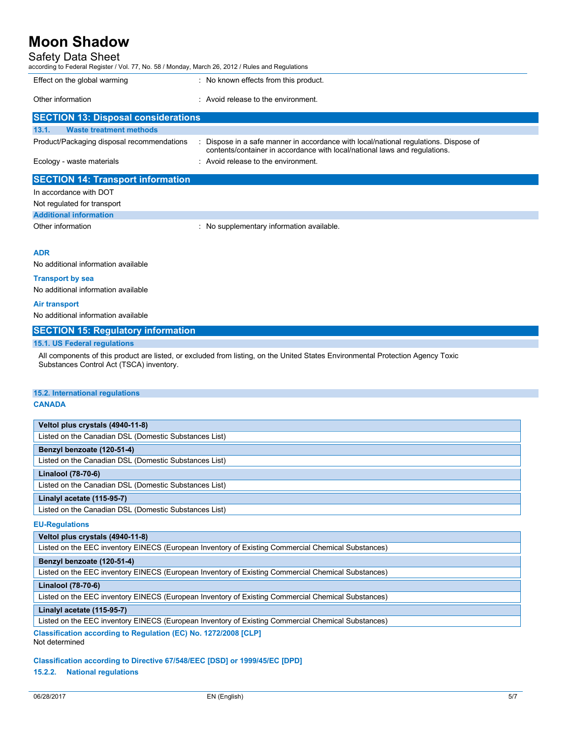| | | |
|---|---|---|
| Effect on the global warming | : | No known effects from this product. |
| Other information | : | Avoid release to the environment. |

## SECTION 13: Disposal considerations

### 13.1. Waste treatment methods

| | | |
|---|---|---|
| Product/Packaging disposal recommendations | : | Dispose in a safe manner in accordance with local/national regulations. Dispose of contents/container in accordance with local/national laws and regulations. |
| Ecology - waste materials | : | Avoid release to the environment. |

## SECTION 14: Transport information

In accordance with DOT

Not regulated for transport

### Additional information

| | | |
|---|---|---|
| Other information | : | No supplementary information available. |

**ADR**

No additional information available

**Transport by sea**

No additional information available

**Air transport**

No additional information available

## SECTION 15: Regulatory information

### 15.1. US Federal regulations

All components of this product are listed, or excluded from listing, on the United States Environmental Protection Agency Toxic Substances Control Act (TSCA) inventory.

### 15.2. International regulations

**CANADA**

| |
|---|
| **Veltol plus crystals (4940-11-8)** |
| Listed on the Canadian DSL (Domestic Substances List) |
| **Benzyl benzoate (120-51-4)** |
| Listed on the Canadian DSL (Domestic Substances List) |
| **Linalool (78-70-6)** |
| Listed on the Canadian DSL (Domestic Substances List) |
| **Linalyl acetate (115-95-7)** |
| Listed on the Canadian DSL (Domestic Substances List) |

**EU-Regulations**

| |
|---|
| **Veltol plus crystals (4940-11-8)** |
| Listed on the EEC inventory EINECS (European Inventory of Existing Commercial Chemical Substances) |
| **Benzyl benzoate (120-51-4)** |
| Listed on the EEC inventory EINECS (European Inventory of Existing Commercial Chemical Substances) |
| **Linalool (78-70-6)** |
| Listed on the EEC inventory EINECS (European Inventory of Existing Commercial Chemical Substances) |
| **Linalyl acetate (115-95-7)** |
| Listed on the EEC inventory EINECS (European Inventory of Existing Commercial Chemical Substances) |

**Classification according to Regulation (EC) No. 1272/2008 [CLP]**

Not determined

**Classification according to Directive 67/548/EEC [DSD] or 1999/45/EC [DPD]**

#### 15.2.2. National regulations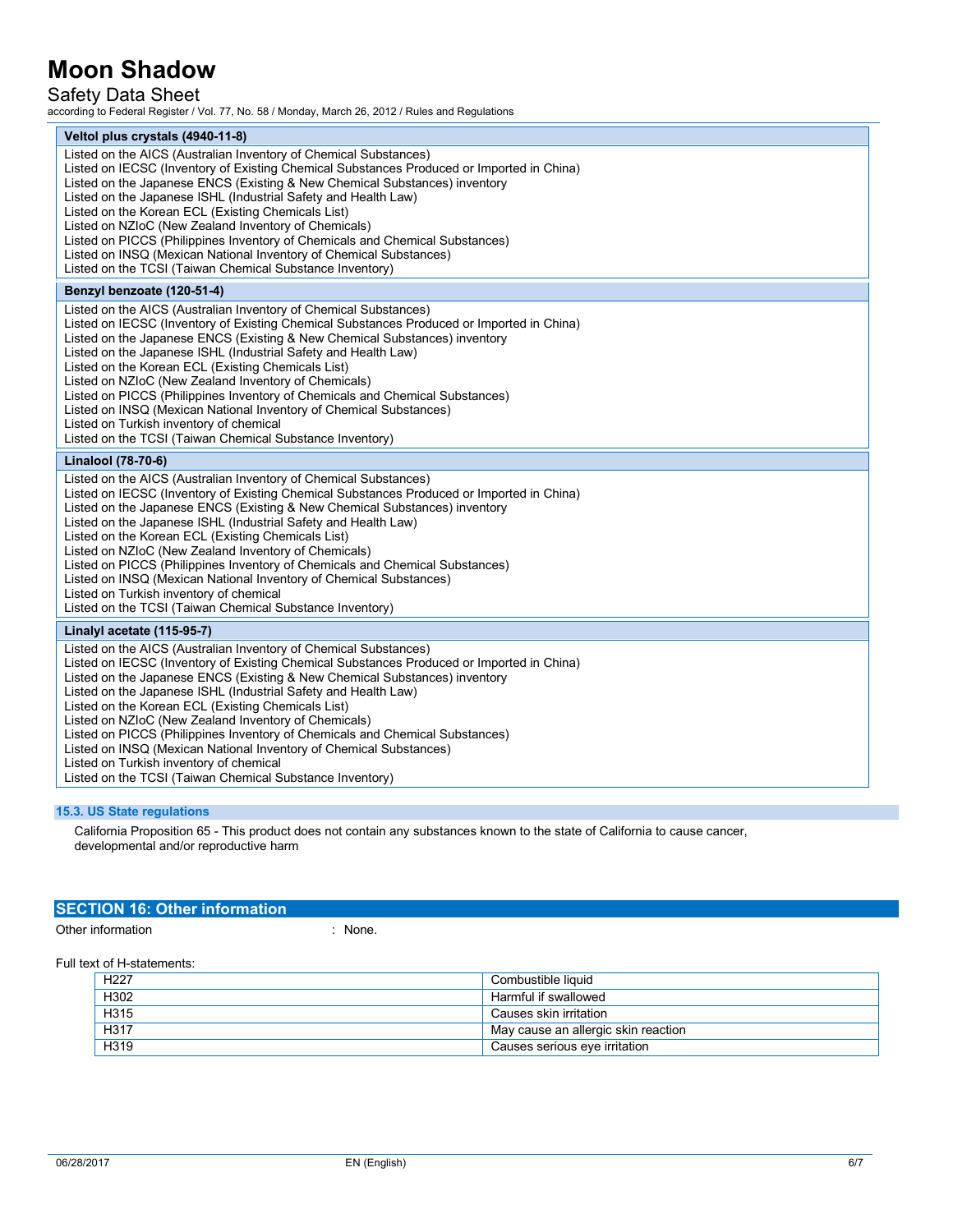| Veltol plus crystals (4940-11-8) |
|---|
| Listed on the AICS (Australian Inventory of Chemical Substances)<br>Listed on IECSC (Inventory of Existing Chemical Substances Produced or Imported in China)<br>Listed on the Japanese ENCS (Existing & New Chemical Substances) inventory<br>Listed on the Japanese ISHL (Industrial Safety and Health Law)<br>Listed on the Korean ECL (Existing Chemicals List)<br>Listed on NZIoC (New Zealand Inventory of Chemicals)<br>Listed on PICCS (Philippines Inventory of Chemicals and Chemical Substances)<br>Listed on INSQ (Mexican National Inventory of Chemical Substances)<br>Listed on the TCSI (Taiwan Chemical Substance Inventory) |

| Benzyl benzoate (120-51-4) |
|---|
| Listed on the AICS (Australian Inventory of Chemical Substances)<br>Listed on IECSC (Inventory of Existing Chemical Substances Produced or Imported in China)<br>Listed on the Japanese ENCS (Existing & New Chemical Substances) inventory<br>Listed on the Japanese ISHL (Industrial Safety and Health Law)<br>Listed on the Korean ECL (Existing Chemicals List)<br>Listed on NZIoC (New Zealand Inventory of Chemicals)<br>Listed on PICCS (Philippines Inventory of Chemicals and Chemical Substances)<br>Listed on INSQ (Mexican National Inventory of Chemical Substances)<br>Listed on Turkish inventory of chemical<br>Listed on the TCSI (Taiwan Chemical Substance Inventory) |

| Linalool (78-70-6) |
|---|
| Listed on the AICS (Australian Inventory of Chemical Substances)<br>Listed on IECSC (Inventory of Existing Chemical Substances Produced or Imported in China)<br>Listed on the Japanese ENCS (Existing & New Chemical Substances) inventory<br>Listed on the Japanese ISHL (Industrial Safety and Health Law)<br>Listed on the Korean ECL (Existing Chemicals List)<br>Listed on NZIoC (New Zealand Inventory of Chemicals)<br>Listed on PICCS (Philippines Inventory of Chemicals and Chemical Substances)<br>Listed on INSQ (Mexican National Inventory of Chemical Substances)<br>Listed on Turkish inventory of chemical<br>Listed on the TCSI (Taiwan Chemical Substance Inventory) |

| Linalyl acetate (115-95-7) |
|---|
| Listed on the AICS (Australian Inventory of Chemical Substances)<br>Listed on IECSC (Inventory of Existing Chemical Substances Produced or Imported in China)<br>Listed on the Japanese ENCS (Existing & New Chemical Substances) inventory<br>Listed on the Japanese ISHL (Industrial Safety and Health Law)<br>Listed on the Korean ECL (Existing Chemicals List)<br>Listed on NZIoC (New Zealand Inventory of Chemicals)<br>Listed on PICCS (Philippines Inventory of Chemicals and Chemical Substances)<br>Listed on INSQ (Mexican National Inventory of Chemical Substances)<br>Listed on Turkish inventory of chemical<br>Listed on the TCSI (Taiwan Chemical Substance Inventory) |

### 15.3. US State regulations

California Proposition 65 - This product does not contain any substances known to the state of California to cause cancer, developmental and/or reproductive harm

## SECTION 16: Other information

Other information : None.

Full text of H-statements:

| | |
|---|---|
| H227 | Combustible liquid |
| H302 | Harmful if swallowed |
| H315 | Causes skin irritation |
| H317 | May cause an allergic skin reaction |
| H319 | Causes serious eye irritation |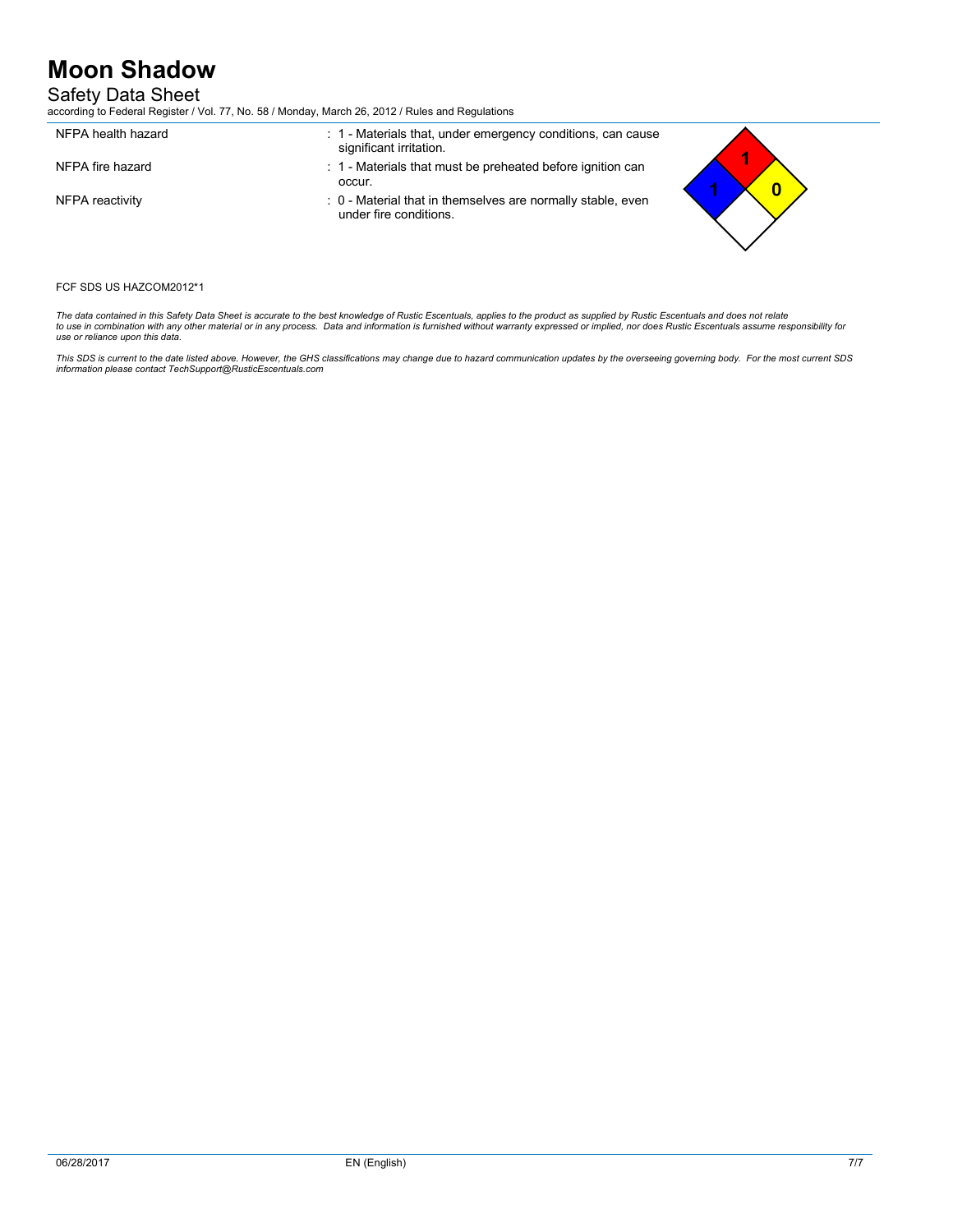# Moon Shadow

Safety Data Sheet

according to Federal Register / Vol. 77, No. 58 / Monday, March 26, 2012 / Rules and Regulations

| | |
|---|---|
| NFPA health hazard | : 1 - Materials that, under emergency conditions, can cause significant irritation. |
| NFPA fire hazard | : 1 - Materials that must be preheated before ignition can occur. |
| NFPA reactivity | : 0 - Material that in themselves are normally stable, even under fire conditions. |

1

1

0

FCF SDS US HAZCOM2012*1

*The data contained in this Safety Data Sheet is accurate to the best knowledge of Rustic Escentuals, applies to the product as supplied by Rustic Escentuals and does not relate to use in combination with any other material or in any process. Data and information is furnished without warranty expressed or implied, nor does Rustic Escentuals assume responsibility for use or reliance upon this data.*

*This SDS is current to the date listed above. However, the GHS classifications may change due to hazard communication updates by the overseeing governing body. For the most current SDS information please contact TechSupport@RusticEscentuals.com*